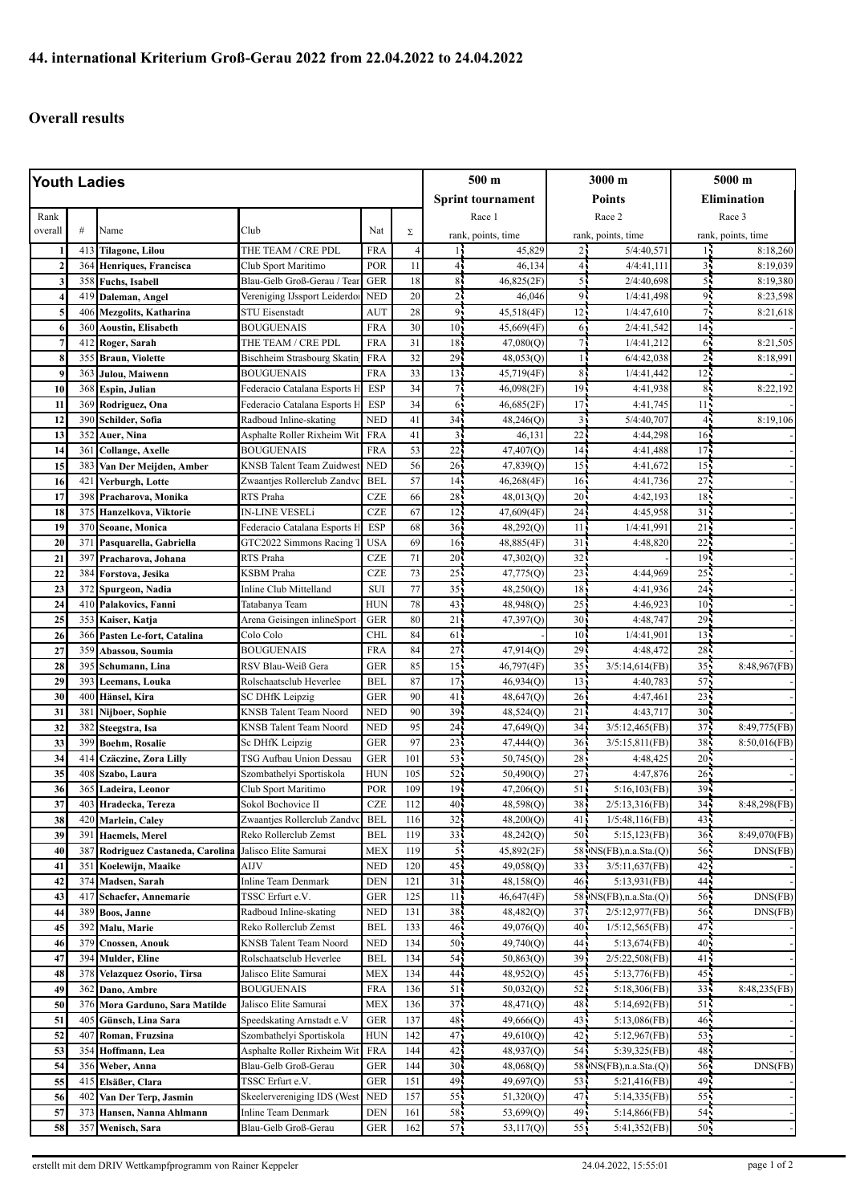## 44. international Kriterium Groß-Gerau 2022 from 22.04.2022 to 24.04.2022

### Overall results

| Youth Ladies | | | | | | 500 m | | 3000 m | | 5000 m | |
|---|---|---|---|---|---|---|---|---|---|---|---|
| | | | | | | Sprint tournament | | Points | | Elimination | |
| Rank overall | # | Name | Club | Nat | Σ | Race 1 rank, points, time | | Race 2 rank, points, time | | Race 3 rank, points, time | |
| 1 | 413 | Tilagone, Lilou | THE TEAM / CRE PDL | FRA | 4 | 1 | 45,829 | 2 | 5/4:40,571 | 1 | 8:18,260 |
| 2 | 364 | Henriques, Francisca | Club Sport Maritimo | POR | 11 | 4 | 46,134 | 4 | 4/4:41,111 | 3 | 8:19,039 |
| 3 | 358 | Fuchs, Isabell | Blau-Gelb Groß-Gerau / Tear | GER | 18 | 8 | 46,825(2F) | 5 | 2/4:40,698 | 5 | 8:19,380 |
| 4 | 419 | Daleman, Angel | Vereniging IJssport Leiderdor | NED | 20 | 2 | 46,046 | 9 | 1/4:41,498 | 9 | 8:23,598 |
| 5 | 406 | Mezgolits, Katharina | STU Eisenstadt | AUT | 28 | 9 | 45,518(4F) | 12 | 1/4:47,610 | 7 | 8:21,618 |
| 6 | 360 | Aoustin, Elisabeth | BOUGUENAIS | FRA | 30 | 10 | 45,669(4F) | 6 | 2/4:41,542 | 14 | - |
| 7 | 412 | Roger, Sarah | THE TEAM / CRE PDL | FRA | 31 | 18 | 47,080(Q) | 7 | 1/4:41,212 | 6 | 8:21,505 |
| 8 | 355 | Braun, Violette | Bischheim Strasbourg Skatin | FRA | 32 | 29 | 48,053(Q) | 1 | 6/4:42,038 | 2 | 8:18,991 |
| 9 | 363 | Julou, Maiwenn | BOUGUENAIS | FRA | 33 | 13 | 45,719(4F) | 8 | 1/4:41,442 | 12 | - |
| 10 | 368 | Espin, Julian | Federacio Catalana Esports H | ESP | 34 | 7 | 46,098(2F) | 19 | 4:41,938 | 8 | 8:22,192 |
| 11 | 369 | Rodriguez, Ona | Federacio Catalana Esports H | ESP | 34 | 6 | 46,685(2F) | 17 | 4:41,745 | 11 | - |
| 12 | 390 | Schilder, Sofia | Radboud Inline-skating | NED | 41 | 34 | 48,246(Q) | 3 | 5/4:40,707 | 4 | 8:19,106 |
| 13 | 352 | Auer, Nina | Asphalte Roller Rixheim Wit | FRA | 41 | 3 | 46,131 | 22 | 4:44,298 | 16 | - |
| 14 | 361 | Collange, Axelle | BOUGUENAIS | FRA | 53 | 22 | 47,407(Q) | 14 | 4:41,488 | 17 | - |
| 15 | 383 | Van Der Meijden, Amber | KNSB Talent Team Zuidwest | NED | 56 | 26 | 47,839(Q) | 15 | 4:41,672 | 15 | - |
| 16 | 421 | Verburgh, Lotte | Zwaantjes Rollerclub Zandvo | BEL | 57 | 14 | 46,268(4F) | 16 | 4:41,736 | 27 | - |
| 17 | 398 | Pracharova, Monika | RTS Praha | CZE | 66 | 28 | 48,013(Q) | 20 | 4:42,193 | 18 | - |
| 18 | 375 | Hanzelkova, Viktorie | IN-LINE VESELi | CZE | 67 | 12 | 47,609(4F) | 24 | 4:45,958 | 31 | - |
| 19 | 370 | Seoane, Monica | Federacio Catalana Esports H | ESP | 68 | 36 | 48,292(Q) | 11 | 1/4:41,991 | 21 | - |
| 20 | 371 | Pasquarella, Gabriella | GTC2022 Simmons Racing T | USA | 69 | 16 | 48,885(4F) | 31 | 4:48,820 | 22 | - |
| 21 | 397 | Pracharova, Johana | RTS Praha | CZE | 71 | 20 | 47,302(Q) | 32 | | 19 | - |
| 22 | 384 | Forstova, Jesika | KSBM Praha | CZE | 73 | 25 | 47,775(Q) | 23 | 4:44,969 | 25 | - |
| 23 | 372 | Spurgeon, Nadia | Inline Club Mittelland | SUI | 77 | 35 | 48,250(Q) | 18 | 4:41,936 | 24 | - |
| 24 | 410 | Palakovics, Fanni | Tatabanya Team | HUN | 78 | 43 | 48,948(Q) | 25 | 4:46,923 | 10 | - |
| 25 | 353 | Kaiser, Katja | Arena Geisingen inlineSport | GER | 80 | 21 | 47,397(Q) | 30 | 4:48,747 | 29 | - |
| 26 | 366 | Pasten Le-fort, Catalina | Colo Colo | CHL | 84 | 61 | - | 10 | 1/4:41,901 | 13 | - |
| 27 | 359 | Abassou, Soumia | BOUGUENAIS | FRA | 84 | 27 | 47,914(Q) | 29 | 4:48,472 | 28 | - |
| 28 | 395 | Schumann, Lina | RSV Blau-Weiß Gera | GER | 85 | 15 | 46,797(4F) | 35 | 3/5:14,614(FB) | 35 | 8:48,967(FB) |
| 29 | 393 | Leemans, Louka | Rolschaatsclub Heverlee | BEL | 87 | 17 | 46,934(Q) | 13 | 4:40,783 | 57 | - |
| 30 | 400 | Hänsel, Kira | SC DHfK Leipzig | GER | 90 | 41 | 48,647(Q) | 26 | 4:47,461 | 23 | - |
| 31 | 381 | Nijboer, Sophie | KNSB Talent Team Noord | NED | 90 | 39 | 48,524(Q) | 21 | 4:43,717 | 30 | - |
| 32 | 382 | Steegstra, Isa | KNSB Talent Team Noord | NED | 95 | 24 | 47,649(Q) | 34 | 3/5:12,465(FB) | 37 | 8:49,775(FB) |
| 33 | 399 | Boehm, Rosalie | Sc DHfK Leipzig | GER | 97 | 23 | 47,444(Q) | 36 | 3/5:15,811(FB) | 38 | 8:50,016(FB) |
| 34 | 414 | Czäczine, Zora Lilly | TSG Aufbau Union Dessau | GER | 101 | 53 | 50,745(Q) | 28 | 4:48,425 | 20 | - |
| 35 | 408 | Szabo, Laura | Szombathelyi Sportiskola | HUN | 105 | 52 | 50,490(Q) | 27 | 4:47,876 | 26 | - |
| 36 | 365 | Ladeira, Leonor | Club Sport Maritimo | POR | 109 | 19 | 47,206(Q) | 51 | 5:16,103(FB) | 39 | - |
| 37 | 403 | Hradecka, Tereza | Sokol Bochovice II | CZE | 112 | 40 | 48,598(Q) | 38 | 2/5:13,316(FB) | 34 | 8:48,298(FB) |
| 38 | 420 | Marlein, Caley | Zwaantjes Rollerclub Zandvo | BEL | 116 | 32 | 48,200(Q) | 41 | 1/5:48,116(FB) | 43 | - |
| 39 | 391 | Haemels, Merel | Reko Rollerclub Zemst | BEL | 119 | 33 | 48,242(Q) | 50 | 5:15,123(FB) | 36 | 8:49,070(FB) |
| 40 | 387 | Rodriguez Castaneda, Carolina | Jalisco Elite Samurai | MEX | 119 | 5 | 45,892(2F) | 58 | DNS(FB),n.a.Sta.(Q) | 56 | DNS(FB) |
| 41 | 351 | Koelewijn, Maaike | AIJV | NED | 120 | 45 | 49,058(Q) | 33 | 3/5:11,637(FB) | 42 | - |
| 42 | 374 | Madsen, Sarah | Inline Team Denmark | DEN | 121 | 31 | 48,158(Q) | 46 | 5:13,931(FB) | 44 | - |
| 43 | 417 | Schaefer, Annemarie | TSSC Erfurt e.V. | GER | 125 | 11 | 46,647(4F) | 58 | DNS(FB),n.a.Sta.(Q) | 56 | DNS(FB) |
| 44 | 389 | Boos, Janne | Radboud Inline-skating | NED | 131 | 38 | 48,482(Q) | 37 | 2/5:12,977(FB) | 56 | DNS(FB) |
| 45 | 392 | Malu, Marie | Reko Rollerclub Zemst | BEL | 133 | 46 | 49,076(Q) | 40 | 1/5:12,565(FB) | 47 | - |
| 46 | 379 | Cnossen, Anouk | KNSB Talent Team Noord | NED | 134 | 50 | 49,740(Q) | 44 | 5:13,674(FB) | 40 | - |
| 47 | 394 | Mulder, Eline | Rolschaatsclub Heverlee | BEL | 134 | 54 | 50,863(Q) | 39 | 2/5:22,508(FB) | 41 | - |
| 48 | 378 | Velazquez Osorio, Tirsa | Jalisco Elite Samurai | MEX | 134 | 44 | 48,952(Q) | 45 | 5:13,776(FB) | 45 | - |
| 49 | 362 | Dano, Ambre | BOUGUENAIS | FRA | 136 | 51 | 50,032(Q) | 52 | 5:18,306(FB) | 33 | 8:48,235(FB) |
| 50 | 376 | Mora Garduno, Sara Matilde | Jalisco Elite Samurai | MEX | 136 | 37 | 48,471(Q) | 48 | 5:14,692(FB) | 51 | - |
| 51 | 405 | Günsch, Lina Sara | Speedskating Arnstadt e.V | GER | 137 | 48 | 49,666(Q) | 43 | 5:13,086(FB) | 46 | - |
| 52 | 407 | Roman, Fruzsina | Szombathelyi Sportiskola | HUN | 142 | 47 | 49,610(Q) | 42 | 5:12,967(FB) | 53 | - |
| 53 | 354 | Hoffmann, Lea | Asphalte Roller Rixheim Wit | FRA | 144 | 42 | 48,937(Q) | 54 | 5:39,325(FB) | 48 | - |
| 54 | 356 | Weber, Anna | Blau-Gelb Groß-Gerau | GER | 144 | 30 | 48,068(Q) | 58 | DNS(FB),n.a.Sta.(Q) | 56 | DNS(FB) |
| 55 | 415 | Elsäßer, Clara | TSSC Erfurt e.V. | GER | 151 | 49 | 49,697(Q) | 53 | 5:21,416(FB) | 49 | - |
| 56 | 402 | Van Der Terp, Jasmin | Skeelervereniging IDS (West | NED | 157 | 55 | 51,320(Q) | 47 | 5:14,335(FB) | 55 | - |
| 57 | 373 | Hansen, Nanna Ahlmann | Inline Team Denmark | DEN | 161 | 58 | 53,699(Q) | 49 | 5:14,866(FB) | 54 | - |
| 58 | 357 | Wenisch, Sara | Blau-Gelb Groß-Gerau | GER | 162 | 57 | 53,117(Q) | 55 | 5:41,352(FB) | 50 | - |

erstellt mit dem DRIV Wettkampfprogramm von Rainer Keppeler — 24.04.2022, 15:55:01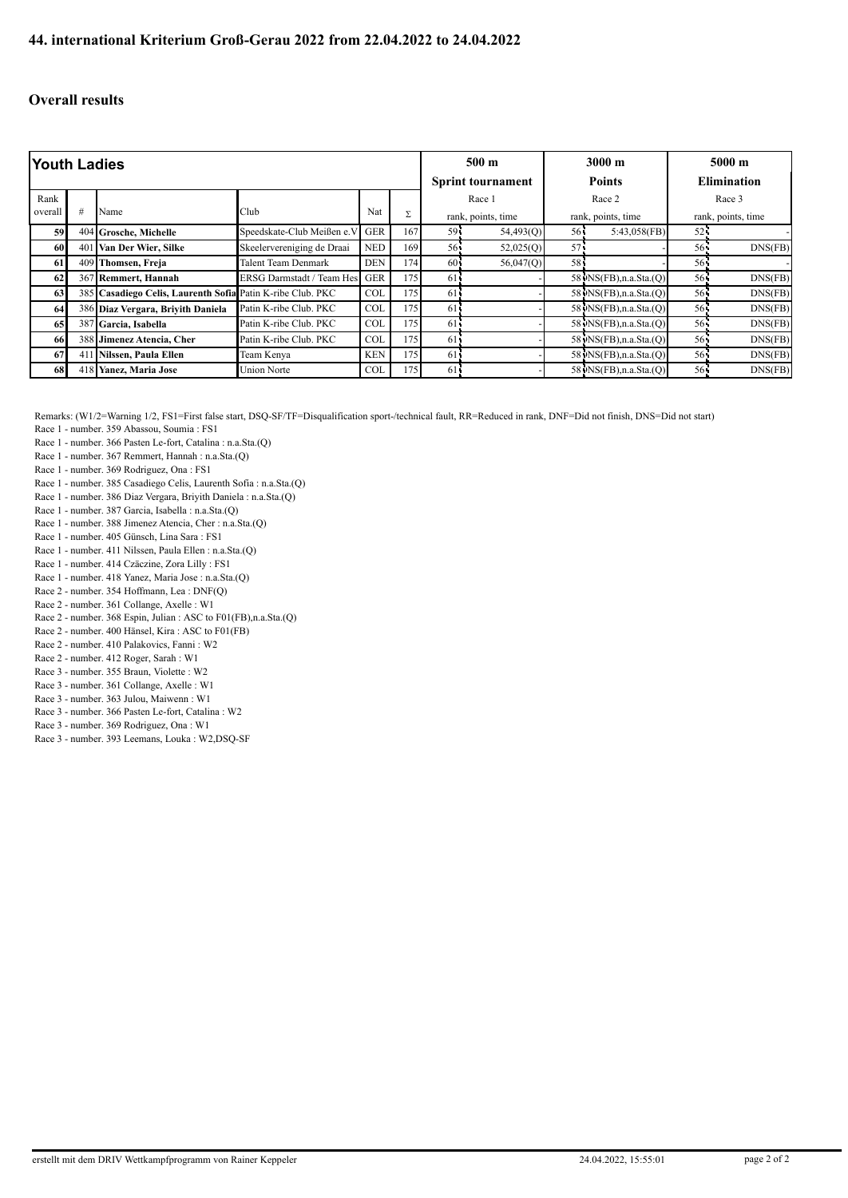## 44. international Kriterium Groß-Gerau 2022 from 22.04.2022 to 24.04.2022

### Overall results

| Youth Ladies | | | | | | 500 m Sprint tournament | | 3000 m Points | | 5000 m Elimination | |
|---|---|---|---|---|---|---|---|---|---|---|---|
| Rank overall | # | Name | Club | Nat | Σ | Race 1 rank, points, time | | Race 2 rank, points, time | | Race 3 rank, points, time | |
| 59 | 404 | **Grosche, Michelle** | Speedskate-Club Meißen e.V | GER | 167 | 59 | 54,493(Q) | 56 | 5:43,058(FB) | 52 | - |
| 60 | 401 | **Van Der Wier, Silke** | Skeelervereniging de Draai | NED | 169 | 56 | 52,025(Q) | 57 | - | 56 | DNS(FB) |
| 61 | 409 | **Thomsen, Freja** | Talent Team Denmark | DEN | 174 | 60 | 56,047(Q) | 58 | - | 56 | - |
| 62 | 367 | **Remmert, Hannah** | ERSG Darmstadt / Team Hes | GER | 175 | 61 | - | 58 | DNS(FB),n.a.Sta.(Q) | 56 | DNS(FB) |
| 63 | 385 | **Casadiego Celis, Laurenth Sofia** | Patin K-ribe Club. PKC | COL | 175 | 61 | - | 58 | DNS(FB),n.a.Sta.(Q) | 56 | DNS(FB) |
| 64 | 386 | **Diaz Vergara, Briyith Daniela** | Patin K-ribe Club. PKC | COL | 175 | 61 | - | 58 | DNS(FB),n.a.Sta.(Q) | 56 | DNS(FB) |
| 65 | 387 | **Garcia, Isabella** | Patin K-ribe Club. PKC | COL | 175 | 61 | - | 58 | DNS(FB),n.a.Sta.(Q) | 56 | DNS(FB) |
| 66 | 388 | **Jimenez Atencia, Cher** | Patin K-ribe Club. PKC | COL | 175 | 61 | - | 58 | DNS(FB),n.a.Sta.(Q) | 56 | DNS(FB) |
| 67 | 411 | **Nilssen, Paula Ellen** | Team Kenya | KEN | 175 | 61 | - | 58 | DNS(FB),n.a.Sta.(Q) | 56 | DNS(FB) |
| 68 | 418 | **Yanez, Maria Jose** | Union Norte | COL | 175 | 61 | - | 58 | DNS(FB),n.a.Sta.(Q) | 56 | DNS(FB) |

Remarks: (W1/2=Warning 1/2, FS1=First false start, DSQ-SF/TF=Disqualification sport-/technical fault, RR=Reduced in rank, DNF=Did not finish, DNS=Did not start)

Race 1 - number. 359 Abassou, Soumia : FS1
Race 1 - number. 366 Pasten Le-fort, Catalina : n.a.Sta.(Q)
Race 1 - number. 367 Remmert, Hannah : n.a.Sta.(Q)
Race 1 - number. 369 Rodriguez, Ona : FS1
Race 1 - number. 385 Casadiego Celis, Laurenth Sofia : n.a.Sta.(Q)
Race 1 - number. 386 Diaz Vergara, Briyith Daniela : n.a.Sta.(Q)
Race 1 - number. 387 Garcia, Isabella : n.a.Sta.(Q)
Race 1 - number. 388 Jimenez Atencia, Cher : n.a.Sta.(Q)
Race 1 - number. 405 Günsch, Lina Sara : FS1
Race 1 - number. 411 Nilssen, Paula Ellen : n.a.Sta.(Q)
Race 1 - number. 414 Czäczine, Zora Lilly : FS1
Race 1 - number. 418 Yanez, Maria Jose : n.a.Sta.(Q)
Race 2 - number. 354 Hoffmann, Lea : DNF(Q)
Race 2 - number. 361 Collange, Axelle : W1
Race 2 - number. 368 Espin, Julian : ASC to F01(FB),n.a.Sta.(Q)
Race 2 - number. 400 Hänsel, Kira : ASC to F01(FB)
Race 2 - number. 410 Palakovics, Fanni : W2
Race 2 - number. 412 Roger, Sarah : W1
Race 3 - number. 355 Braun, Violette : W2
Race 3 - number. 361 Collange, Axelle : W1
Race 3 - number. 363 Julou, Maiwenn : W1
Race 3 - number. 366 Pasten Le-fort, Catalina : W2
Race 3 - number. 369 Rodriguez, Ona : W1
Race 3 - number. 393 Leemans, Louka : W2,DSQ-SF

erstellt mit dem DRIV Wettkampfprogramm von Rainer Keppeler — 24.04.2022, 15:55:01